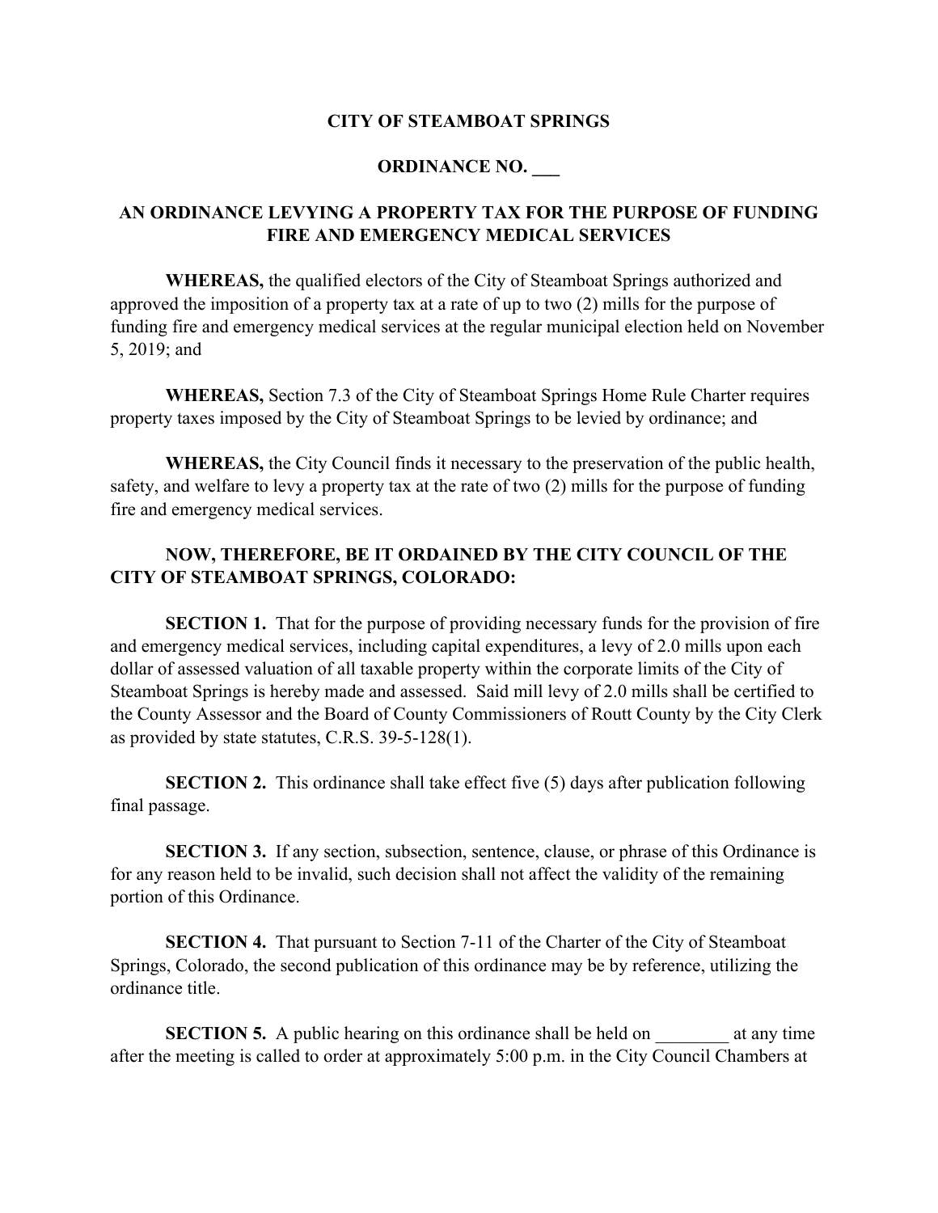**CITY OF STEAMBOAT SPRINGS**

**ORDINANCE NO. ___**

**AN ORDINANCE LEVYING A PROPERTY TAX FOR THE PURPOSE OF FUNDING FIRE AND EMERGENCY MEDICAL SERVICES**

**WHEREAS,** the qualified electors of the City of Steamboat Springs authorized and approved the imposition of a property tax at a rate of up to two (2) mills for the purpose of funding fire and emergency medical services at the regular municipal election held on November 5, 2019; and

**WHEREAS,** Section 7.3 of the City of Steamboat Springs Home Rule Charter requires property taxes imposed by the City of Steamboat Springs to be levied by ordinance; and

**WHEREAS,** the City Council finds it necessary to the preservation of the public health, safety, and welfare to levy a property tax at the rate of two (2) mills for the purpose of funding fire and emergency medical services.

**NOW, THEREFORE, BE IT ORDAINED BY THE CITY COUNCIL OF THE CITY OF STEAMBOAT SPRINGS, COLORADO:**

**SECTION 1.** That for the purpose of providing necessary funds for the provision of fire and emergency medical services, including capital expenditures, a levy of 2.0 mills upon each dollar of assessed valuation of all taxable property within the corporate limits of the City of Steamboat Springs is hereby made and assessed. Said mill levy of 2.0 mills shall be certified to the County Assessor and the Board of County Commissioners of Routt County by the City Clerk as provided by state statutes, C.R.S. 39-5-128(1).

**SECTION 2.** This ordinance shall take effect five (5) days after publication following final passage.

**SECTION 3.** If any section, subsection, sentence, clause, or phrase of this Ordinance is for any reason held to be invalid, such decision shall not affect the validity of the remaining portion of this Ordinance.

**SECTION 4.** That pursuant to Section 7-11 of the Charter of the City of Steamboat Springs, Colorado, the second publication of this ordinance may be by reference, utilizing the ordinance title.

**SECTION 5.** A public hearing on this ordinance shall be held on ________ at any time after the meeting is called to order at approximately 5:00 p.m. in the City Council Chambers at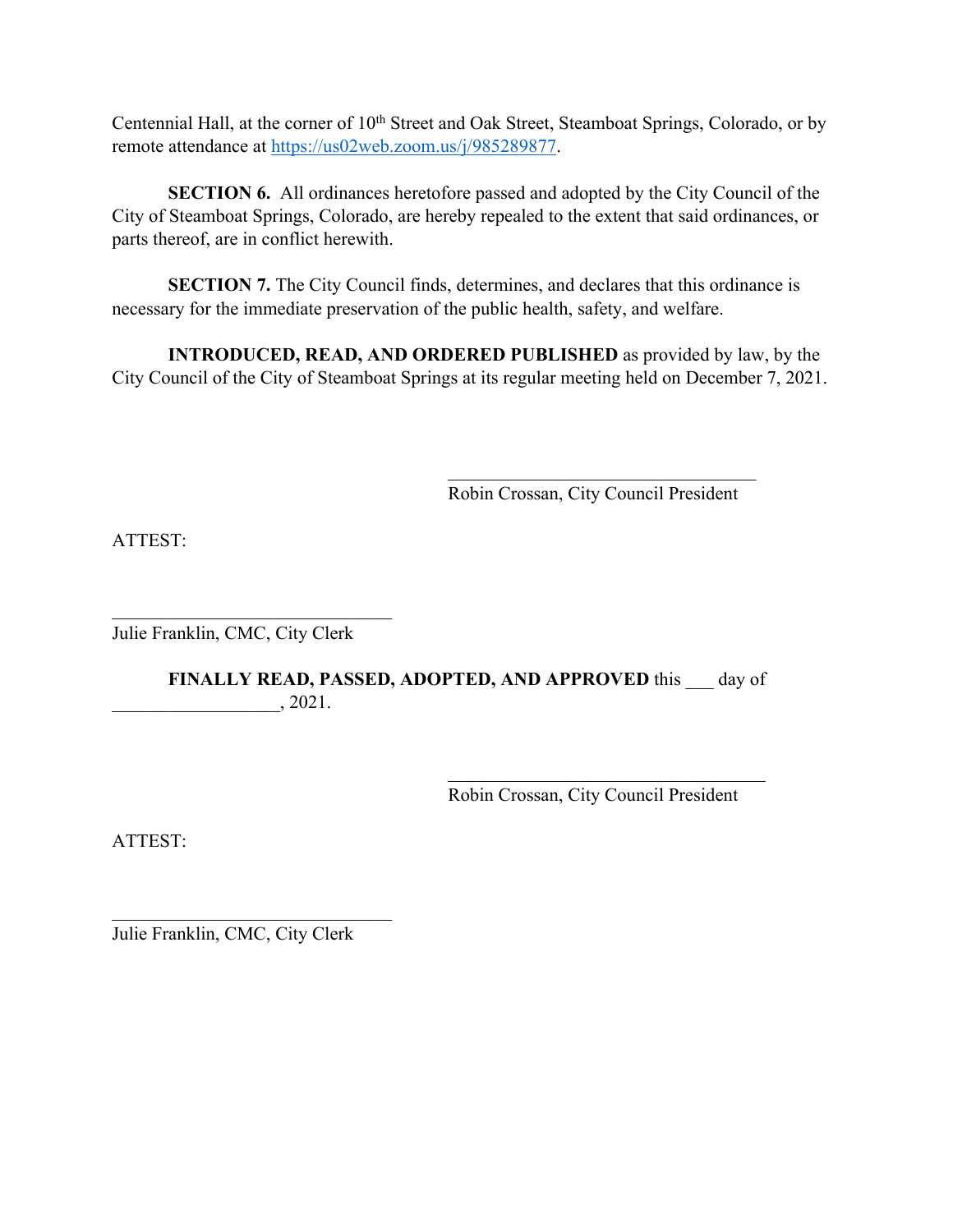Centennial Hall, at the corner of 10th Street and Oak Street, Steamboat Springs, Colorado, or by remote attendance at https://us02web.zoom.us/j/985289877.

**SECTION 6.** All ordinances heretofore passed and adopted by the City Council of the City of Steamboat Springs, Colorado, are hereby repealed to the extent that said ordinances, or parts thereof, are in conflict herewith.

**SECTION 7.** The City Council finds, determines, and declares that this ordinance is necessary for the immediate preservation of the public health, safety, and welfare.

**INTRODUCED, READ, AND ORDERED PUBLISHED** as provided by law, by the City Council of the City of Steamboat Springs at its regular meeting held on December 7, 2021.

___________________________________
Robin Crossan, City Council President

ATTEST:

_______________________________
Julie Franklin, CMC, City Clerk

**FINALLY READ, PASSED, ADOPTED, AND APPROVED** this ___ day of __________________, 2021.

___________________________________
Robin Crossan, City Council President

ATTEST:

_______________________________
Julie Franklin, CMC, City Clerk